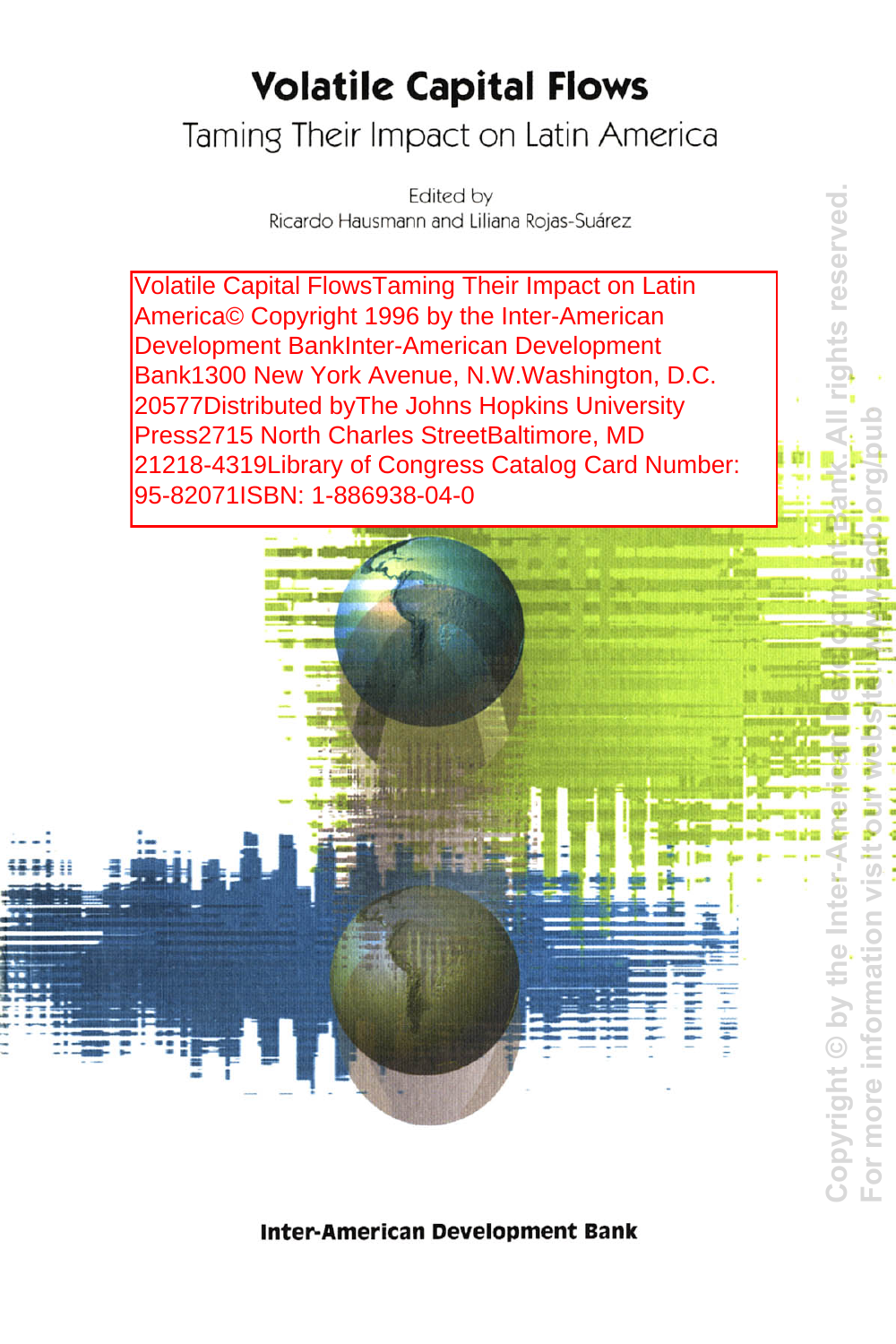# Volatile Capital Flows

## Taming Their Impact on Latin America

Edited by
Ricardo Hausmann and Liliana Rojas-Suárez

Volatile Capital FlowsTaming Their Impact on Latin America© Copyright 1996 by the Inter-American Development BankInter-American Development Bank1300 New York Avenue, N.W.Washington, D.C. 20577Distributed byThe Johns Hopkins University Press2715 North Charles StreetBaltimore, MD 21218-4319Library of Congress Catalog Card Number: 95-82071ISBN: 1-886938-04-0

Copyright © by the Inter-American Development Bank. All rights reserved.
For more information visit our website: www.iadb.org/pub

**Inter-American Development Bank**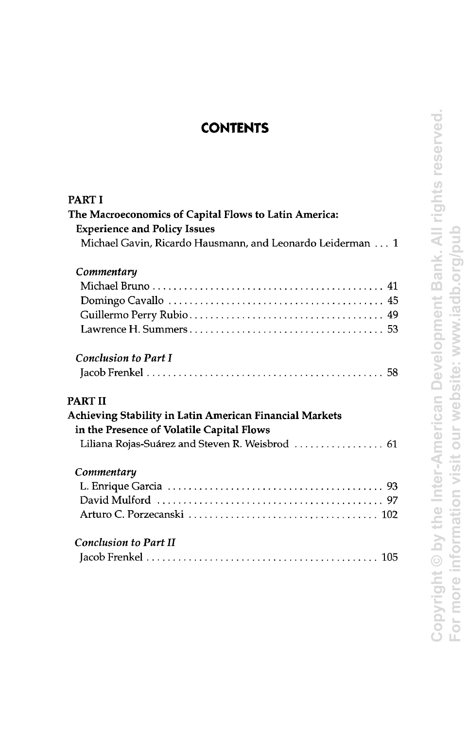# CONTENTS

**PART I**

**The Macroeconomics of Capital Flows to Latin America: Experience and Policy Issues**

Michael Gavin, Ricardo Hausmann, and Leonardo Leiderman . . . 1

*Commentary*

Michael Bruno . . . 41
Domingo Cavallo . . . 45
Guillermo Perry Rubio . . . 49
Lawrence H. Summers . . . 53

*Conclusion to Part I*

Jacob Frenkel . . . 58

**PART II**

**Achieving Stability in Latin American Financial Markets in the Presence of Volatile Capital Flows**

Liliana Rojas-Suárez and Steven R. Weisbrod . . . 61

*Commentary*

L. Enrique Garcia . . . 93
David Mulford . . . 97
Arturo C. Porzecanski . . . 102

*Conclusion to Part II*

Jacob Frenkel . . . 105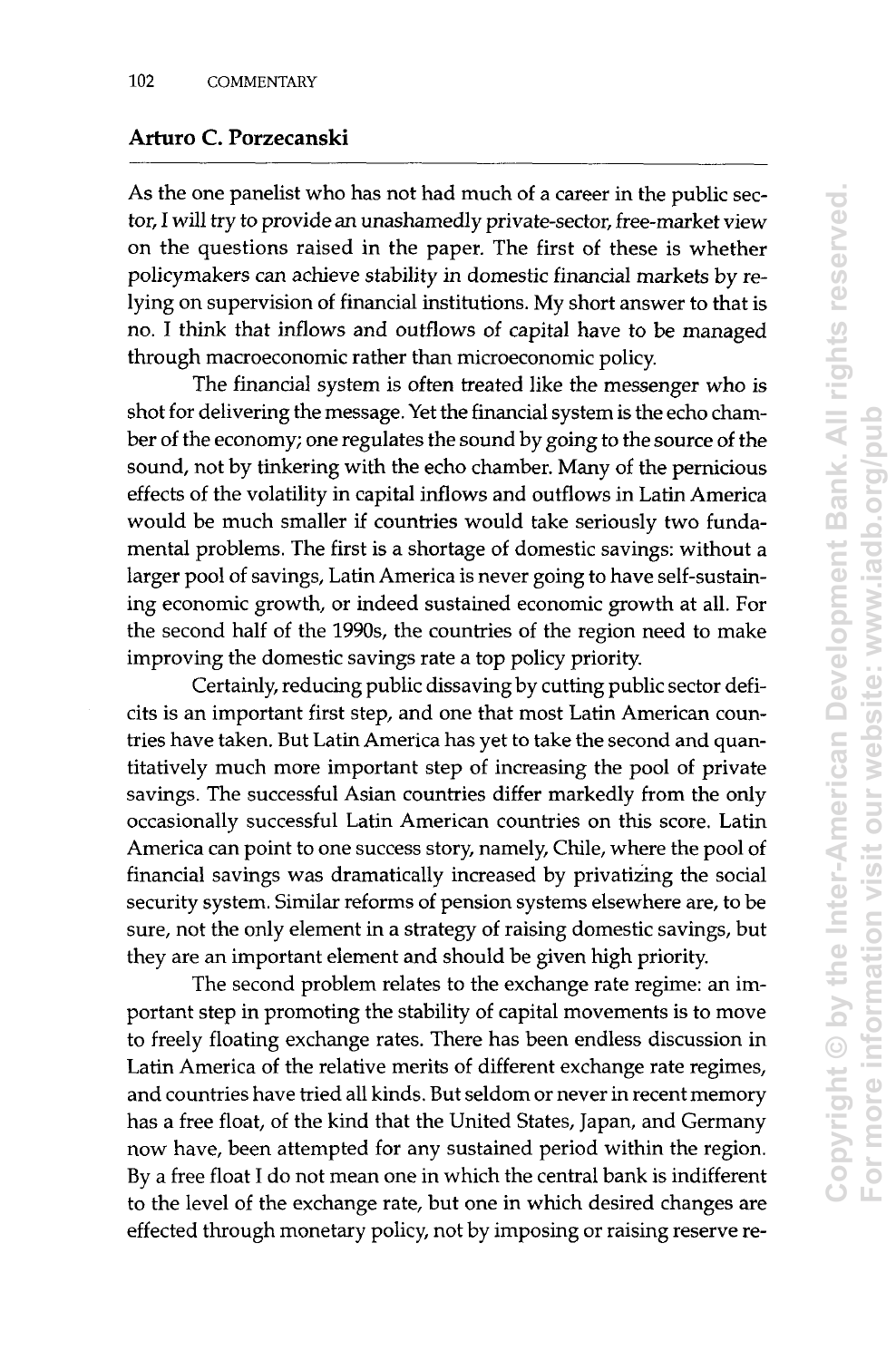## Arturo C. Porzecanski

As the one panelist who has not had much of a career in the public sector, I will try to provide an unashamedly private-sector, free-market view on the questions raised in the paper. The first of these is whether policymakers can achieve stability in domestic financial markets by relying on supervision of financial institutions. My short answer to that is no. I think that inflows and outflows of capital have to be managed through macroeconomic rather than microeconomic policy.

The financial system is often treated like the messenger who is shot for delivering the message. Yet the financial system is the echo chamber of the economy; one regulates the sound by going to the source of the sound, not by tinkering with the echo chamber. Many of the pernicious effects of the volatility in capital inflows and outflows in Latin America would be much smaller if countries would take seriously two fundamental problems. The first is a shortage of domestic savings: without a larger pool of savings, Latin America is never going to have self-sustaining economic growth, or indeed sustained economic growth at all. For the second half of the 1990s, the countries of the region need to make improving the domestic savings rate a top policy priority.

Certainly, reducing public dissaving by cutting public sector deficits is an important first step, and one that most Latin American countries have taken. But Latin America has yet to take the second and quantitatively much more important step of increasing the pool of private savings. The successful Asian countries differ markedly from the only occasionally successful Latin American countries on this score. Latin America can point to one success story, namely, Chile, where the pool of financial savings was dramatically increased by privatizing the social security system. Similar reforms of pension systems elsewhere are, to be sure, not the only element in a strategy of raising domestic savings, but they are an important element and should be given high priority.

The second problem relates to the exchange rate regime: an important step in promoting the stability of capital movements is to move to freely floating exchange rates. There has been endless discussion in Latin America of the relative merits of different exchange rate regimes, and countries have tried all kinds. But seldom or never in recent memory has a free float, of the kind that the United States, Japan, and Germany now have, been attempted for any sustained period within the region. By a free float I do not mean one in which the central bank is indifferent to the level of the exchange rate, but one in which desired changes are effected through monetary policy, not by imposing or raising reserve re-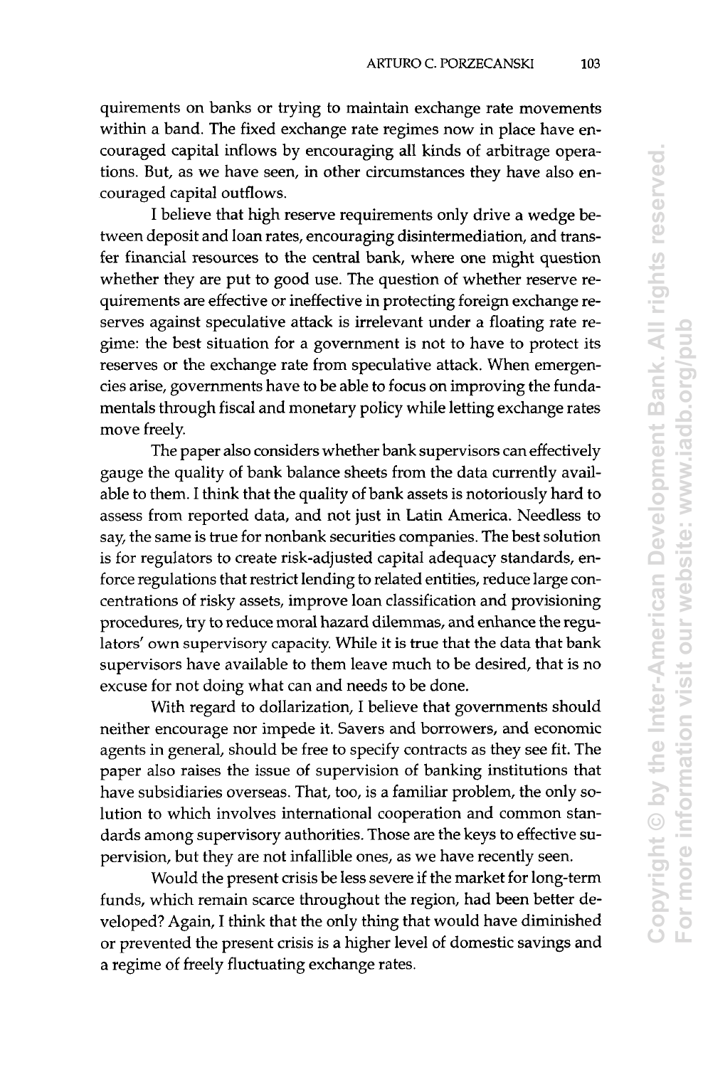quirements on banks or trying to maintain exchange rate movements within a band. The fixed exchange rate regimes now in place have encouraged capital inflows by encouraging all kinds of arbitrage operations. But, as we have seen, in other circumstances they have also encouraged capital outflows.

I believe that high reserve requirements only drive a wedge between deposit and loan rates, encouraging disintermediation, and transfer financial resources to the central bank, where one might question whether they are put to good use. The question of whether reserve requirements are effective or ineffective in protecting foreign exchange reserves against speculative attack is irrelevant under a floating rate regime: the best situation for a government is not to have to protect its reserves or the exchange rate from speculative attack. When emergencies arise, governments have to be able to focus on improving the fundamentals through fiscal and monetary policy while letting exchange rates move freely.

The paper also considers whether bank supervisors can effectively gauge the quality of bank balance sheets from the data currently available to them. I think that the quality of bank assets is notoriously hard to assess from reported data, and not just in Latin America. Needless to say, the same is true for nonbank securities companies. The best solution is for regulators to create risk-adjusted capital adequacy standards, enforce regulations that restrict lending to related entities, reduce large concentrations of risky assets, improve loan classification and provisioning procedures, try to reduce moral hazard dilemmas, and enhance the regulators' own supervisory capacity. While it is true that the data that bank supervisors have available to them leave much to be desired, that is no excuse for not doing what can and needs to be done.

With regard to dollarization, I believe that governments should neither encourage nor impede it. Savers and borrowers, and economic agents in general, should be free to specify contracts as they see fit. The paper also raises the issue of supervision of banking institutions that have subsidiaries overseas. That, too, is a familiar problem, the only solution to which involves international cooperation and common standards among supervisory authorities. Those are the keys to effective supervision, but they are not infallible ones, as we have recently seen.

Would the present crisis be less severe if the market for long-term funds, which remain scarce throughout the region, had been better developed? Again, I think that the only thing that would have diminished or prevented the present crisis is a higher level of domestic savings and a regime of freely fluctuating exchange rates.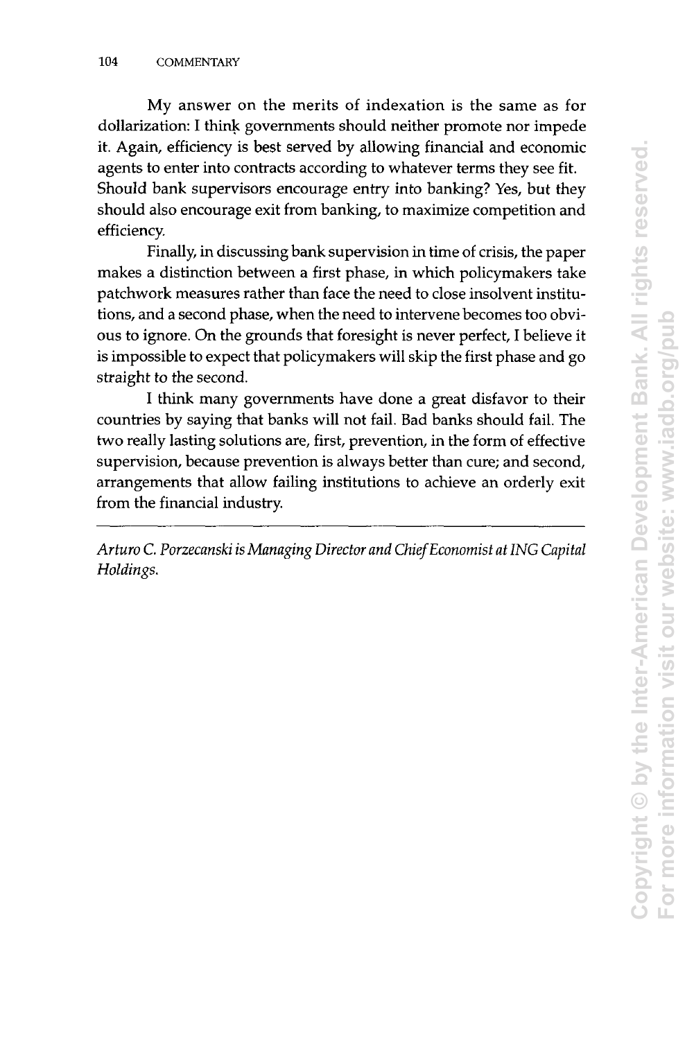My answer on the merits of indexation is the same as for dollarization: I think governments should neither promote nor impede it. Again, efficiency is best served by allowing financial and economic agents to enter into contracts according to whatever terms they see fit. Should bank supervisors encourage entry into banking? Yes, but they should also encourage exit from banking, to maximize competition and efficiency.

Finally, in discussing bank supervision in time of crisis, the paper makes a distinction between a first phase, in which policymakers take patchwork measures rather than face the need to close insolvent institutions, and a second phase, when the need to intervene becomes too obvious to ignore. On the grounds that foresight is never perfect, I believe it is impossible to expect that policymakers will skip the first phase and go straight to the second.

I think many governments have done a great disfavor to their countries by saying that banks will not fail. Bad banks should fail. The two really lasting solutions are, first, prevention, in the form of effective supervision, because prevention is always better than cure; and second, arrangements that allow failing institutions to achieve an orderly exit from the financial industry.

---

*Arturo C. Porzecanski is Managing Director and Chief Economist at ING Capital Holdings.*